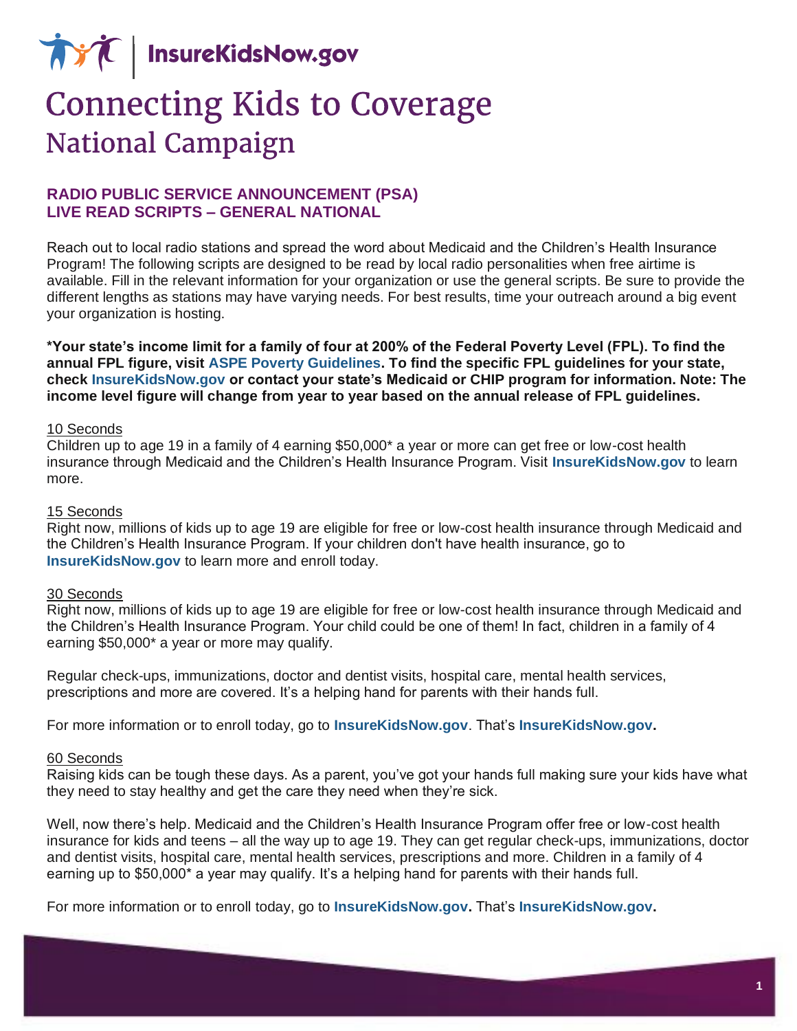InsureKidsNow.gov

# Connecting Kids to Coverage
## National Campaign

### RADIO PUBLIC SERVICE ANNOUNCEMENT (PSA)
### LIVE READ SCRIPTS – GENERAL NATIONAL

Reach out to local radio stations and spread the word about Medicaid and the Children's Health Insurance Program! The following scripts are designed to be read by local radio personalities when free airtime is available. Fill in the relevant information for your organization or use the general scripts. Be sure to provide the different lengths as stations may have varying needs. For best results, time your outreach around a big event your organization is hosting.

**\*Your state's income limit for a family of four at 200% of the Federal Poverty Level (FPL). To find the annual FPL figure, visit ASPE Poverty Guidelines. To find the specific FPL guidelines for your state, check InsureKidsNow.gov or contact your state's Medicaid or CHIP program for information. Note: The income level figure will change from year to year based on the annual release of FPL guidelines.**

<u>10 Seconds</u>
Children up to age 19 in a family of 4 earning $50,000* a year or more can get free or low-cost health insurance through Medicaid and the Children's Health Insurance Program. Visit **InsureKidsNow.gov** to learn more.

<u>15 Seconds</u>
Right now, millions of kids up to age 19 are eligible for free or low-cost health insurance through Medicaid and the Children's Health Insurance Program. If your children don't have health insurance, go to **InsureKidsNow.gov** to learn more and enroll today.

<u>30 Seconds</u>
Right now, millions of kids up to age 19 are eligible for free or low-cost health insurance through Medicaid and the Children's Health Insurance Program. Your child could be one of them! In fact, children in a family of 4 earning $50,000* a year or more may qualify.

Regular check-ups, immunizations, doctor and dentist visits, hospital care, mental health services, prescriptions and more are covered. It's a helping hand for parents with their hands full.

For more information or to enroll today, go to **InsureKidsNow.gov**. That's **InsureKidsNow.gov.**

<u>60 Seconds</u>
Raising kids can be tough these days. As a parent, you've got your hands full making sure your kids have what they need to stay healthy and get the care they need when they're sick.

Well, now there's help. Medicaid and the Children's Health Insurance Program offer free or low-cost health insurance for kids and teens – all the way up to age 19. They can get regular check-ups, immunizations, doctor and dentist visits, hospital care, mental health services, prescriptions and more. Children in a family of 4 earning up to $50,000* a year may qualify. It's a helping hand for parents with their hands full.

For more information or to enroll today, go to **InsureKidsNow.gov.** That's **InsureKidsNow.gov.**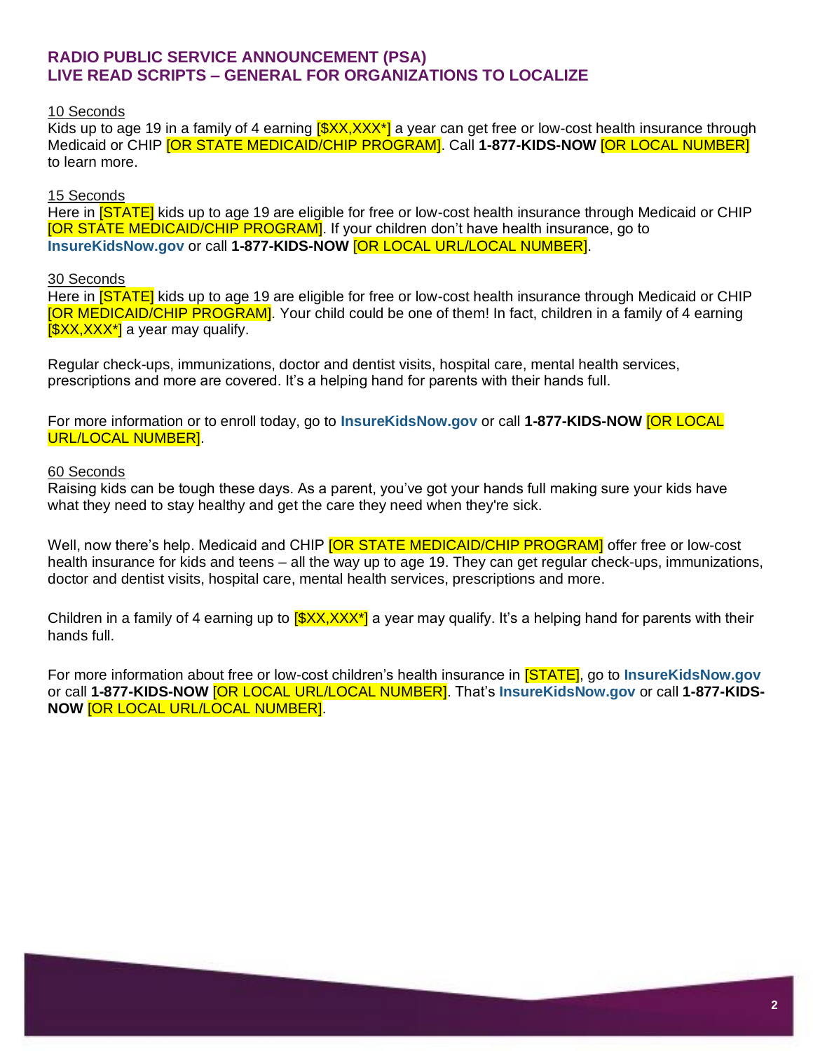## RADIO PUBLIC SERVICE ANNOUNCEMENT (PSA)
## LIVE READ SCRIPTS – GENERAL FOR ORGANIZATIONS TO LOCALIZE

10 Seconds

Kids up to age 19 in a family of 4 earning [$XX,XXX*] a year can get free or low-cost health insurance through Medicaid or CHIP [OR STATE MEDICAID/CHIP PROGRAM]. Call **1-877-KIDS-NOW** [OR LOCAL NUMBER] to learn more.

15 Seconds

Here in [STATE] kids up to age 19 are eligible for free or low-cost health insurance through Medicaid or CHIP [OR STATE MEDICAID/CHIP PROGRAM]. If your children don't have health insurance, go to **InsureKidsNow.gov** or call **1-877-KIDS-NOW** [OR LOCAL URL/LOCAL NUMBER].

30 Seconds

Here in [STATE] kids up to age 19 are eligible for free or low-cost health insurance through Medicaid or CHIP [OR MEDICAID/CHIP PROGRAM]. Your child could be one of them! In fact, children in a family of 4 earning [$XX,XXX*] a year may qualify.

Regular check-ups, immunizations, doctor and dentist visits, hospital care, mental health services, prescriptions and more are covered. It's a helping hand for parents with their hands full.

For more information or to enroll today, go to **InsureKidsNow.gov** or call **1-877-KIDS-NOW** [OR LOCAL URL/LOCAL NUMBER].

60 Seconds

Raising kids can be tough these days. As a parent, you've got your hands full making sure your kids have what they need to stay healthy and get the care they need when they're sick.

Well, now there's help. Medicaid and CHIP [OR STATE MEDICAID/CHIP PROGRAM] offer free or low-cost health insurance for kids and teens – all the way up to age 19. They can get regular check-ups, immunizations, doctor and dentist visits, hospital care, mental health services, prescriptions and more.

Children in a family of 4 earning up to [$XX,XXX*] a year may qualify. It's a helping hand for parents with their hands full.

For more information about free or low-cost children's health insurance in [STATE], go to **InsureKidsNow.gov** or call **1-877-KIDS-NOW** [OR LOCAL URL/LOCAL NUMBER]. That's **InsureKidsNow.gov** or call **1-877-KIDS-NOW** [OR LOCAL URL/LOCAL NUMBER].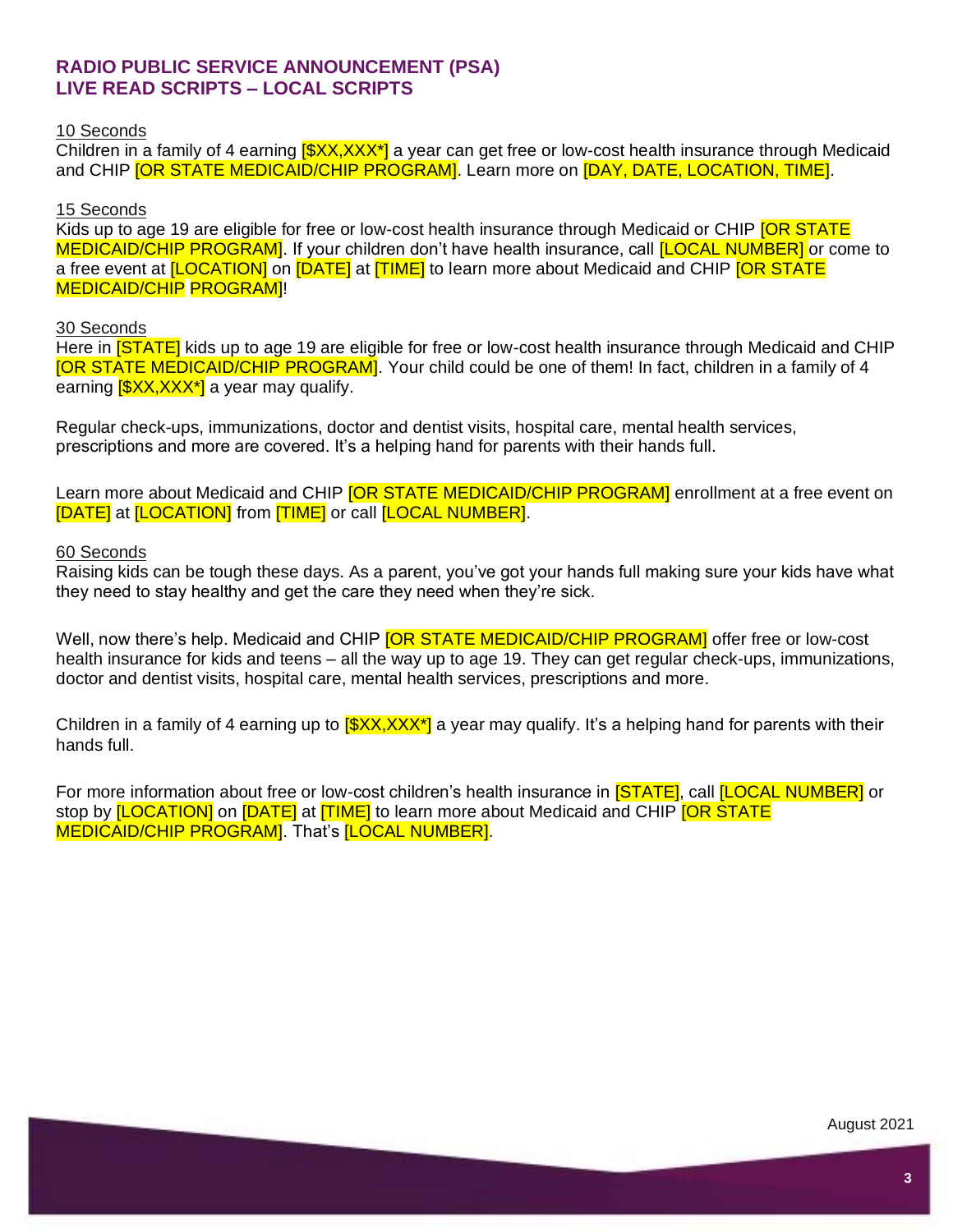## RADIO PUBLIC SERVICE ANNOUNCEMENT (PSA)
## LIVE READ SCRIPTS – LOCAL SCRIPTS

10 Seconds

Children in a family of 4 earning [$XX,XXX*] a year can get free or low-cost health insurance through Medicaid and CHIP [OR STATE MEDICAID/CHIP PROGRAM]. Learn more on [DAY, DATE, LOCATION, TIME].

15 Seconds

Kids up to age 19 are eligible for free or low-cost health insurance through Medicaid or CHIP [OR STATE MEDICAID/CHIP PROGRAM]. If your children don't have health insurance, call [LOCAL NUMBER] or come to a free event at [LOCATION] on [DATE] at [TIME] to learn more about Medicaid and CHIP [OR STATE MEDICAID/CHIP PROGRAM]!

30 Seconds

Here in [STATE] kids up to age 19 are eligible for free or low-cost health insurance through Medicaid and CHIP [OR STATE MEDICAID/CHIP PROGRAM]. Your child could be one of them! In fact, children in a family of 4 earning [$XX,XXX*] a year may qualify.

Regular check-ups, immunizations, doctor and dentist visits, hospital care, mental health services, prescriptions and more are covered. It's a helping hand for parents with their hands full.

Learn more about Medicaid and CHIP [OR STATE MEDICAID/CHIP PROGRAM] enrollment at a free event on [DATE] at [LOCATION] from [TIME] or call [LOCAL NUMBER].

60 Seconds

Raising kids can be tough these days. As a parent, you've got your hands full making sure your kids have what they need to stay healthy and get the care they need when they're sick.

Well, now there's help. Medicaid and CHIP [OR STATE MEDICAID/CHIP PROGRAM] offer free or low-cost health insurance for kids and teens – all the way up to age 19. They can get regular check-ups, immunizations, doctor and dentist visits, hospital care, mental health services, prescriptions and more.

Children in a family of 4 earning up to [$XX,XXX*] a year may qualify. It's a helping hand for parents with their hands full.

For more information about free or low-cost children's health insurance in [STATE], call [LOCAL NUMBER] or stop by [LOCATION] on [DATE] at [TIME] to learn more about Medicaid and CHIP [OR STATE MEDICAID/CHIP PROGRAM]. That's [LOCAL NUMBER].

August 2021